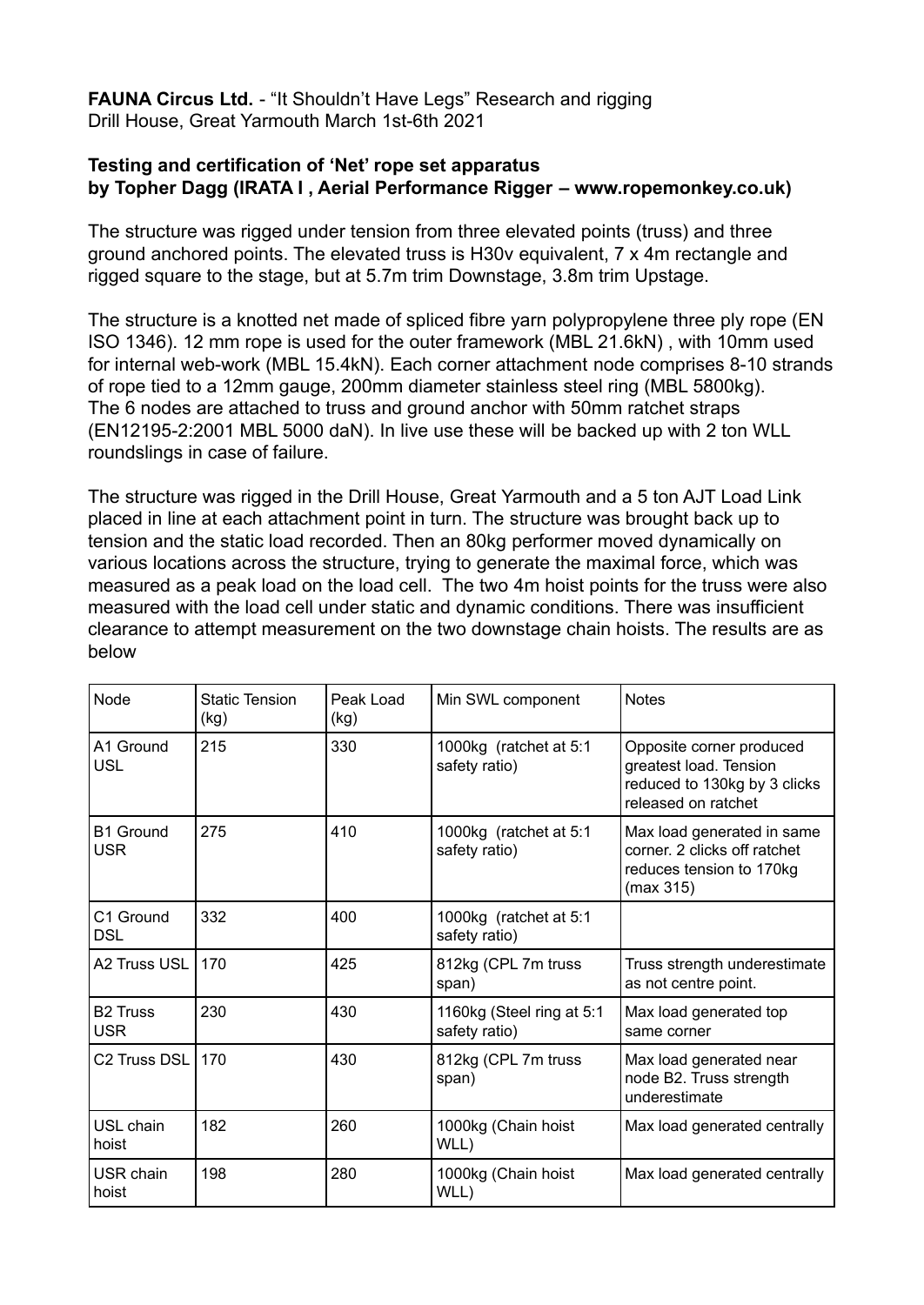**FAUNA Circus Ltd.** - "It Shouldn't Have Legs" Research and rigging
Drill House, Great Yarmouth March 1st-6th 2021

**Testing and certification of 'Net' rope set apparatus**
**by Topher Dagg (IRATA I , Aerial Performance Rigger – www.ropemonkey.co.uk)**

The structure was rigged under tension from three elevated points (truss) and three ground anchored points. The elevated truss is H30v equivalent, 7 x 4m rectangle and rigged square to the stage, but at 5.7m trim Downstage, 3.8m trim Upstage.

The structure is a knotted net made of spliced fibre yarn polypropylene three ply rope (EN ISO 1346). 12 mm rope is used for the outer framework (MBL 21.6kN) , with 10mm used for internal web-work (MBL 15.4kN). Each corner attachment node comprises 8-10 strands of rope tied to a 12mm gauge, 200mm diameter stainless steel ring (MBL 5800kg). The 6 nodes are attached to truss and ground anchor with 50mm ratchet straps (EN12195-2:2001 MBL 5000 daN). In live use these will be backed up with 2 ton WLL roundslings in case of failure.

The structure was rigged in the Drill House, Great Yarmouth and a 5 ton AJT Load Link placed in line at each attachment point in turn. The structure was brought back up to tension and the static load recorded. Then an 80kg performer moved dynamically on various locations across the structure, trying to generate the maximal force, which was measured as a peak load on the load cell. The two 4m hoist points for the truss were also measured with the load cell under static and dynamic conditions. There was insufficient clearance to attempt measurement on the two downstage chain hoists. The results are as below

| Node | Static Tension (kg) | Peak Load (kg) | Min SWL component | Notes |
|---|---|---|---|---|
| A1 Ground USL | 215 | 330 | 1000kg (ratchet at 5:1 safety ratio) | Opposite corner produced greatest load. Tension reduced to 130kg by 3 clicks released on ratchet |
| B1 Ground USR | 275 | 410 | 1000kg (ratchet at 5:1 safety ratio) | Max load generated in same corner. 2 clicks off ratchet reduces tension to 170kg (max 315) |
| C1 Ground DSL | 332 | 400 | 1000kg (ratchet at 5:1 safety ratio) | |
| A2 Truss USL | 170 | 425 | 812kg (CPL 7m truss span) | Truss strength underestimate as not centre point. |
| B2 Truss USR | 230 | 430 | 1160kg (Steel ring at 5:1 safety ratio) | Max load generated top same corner |
| C2 Truss DSL | 170 | 430 | 812kg (CPL 7m truss span) | Max load generated near node B2. Truss strength underestimate |
| USL chain hoist | 182 | 260 | 1000kg (Chain hoist WLL) | Max load generated centrally |
| USR chain hoist | 198 | 280 | 1000kg (Chain hoist WLL) | Max load generated centrally |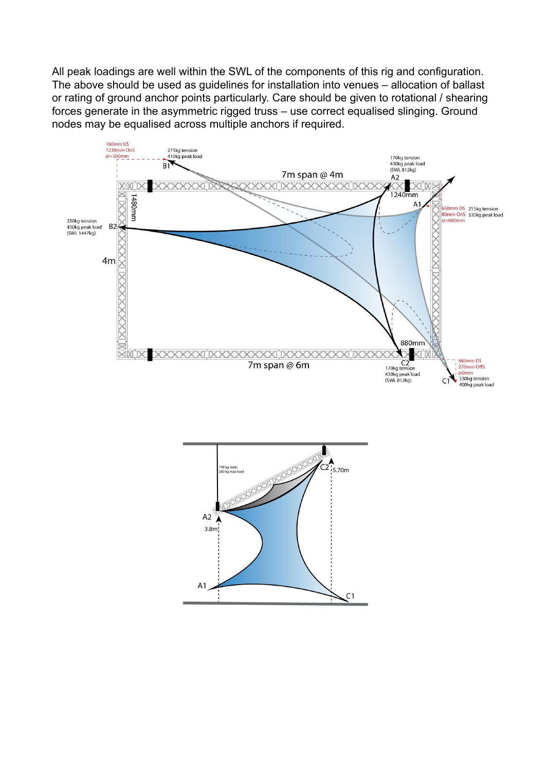All peak loadings are well within the SWL of the components of this rig and configuration. The above should be used as guidelines for installation into venues – allocation of ballast or rating of ground anchor points particularly. Care should be given to rotational / shearing forces generate in the asymmetric rigged truss – use correct equalised slinging. Ground nodes may be equalised across multiple anchors if required.

160mm US
1230mm OnS
@+500mm

275kg tension
410kg peak load

B1

7m span @ 4m

170kg tension
430kg peak load
(SWL 812kg)

A2

1240mm

A1

650mm DS
80mm OnS
@+680mm

215kg tension
330kg peak load

1480mm

230kg tension
430kg peak load
(SWL 1447kg)

B2

4m

880mm

7m span @ 6m

C2
170kg tension
430kg peak load
(SWL 812kg)

580mm DS
270mm OffS
@0mm

C1

330kg tension
400kg peak load

198 kg static
280 kg max load

C2

5.70m

A2

3.8m

A1

C1